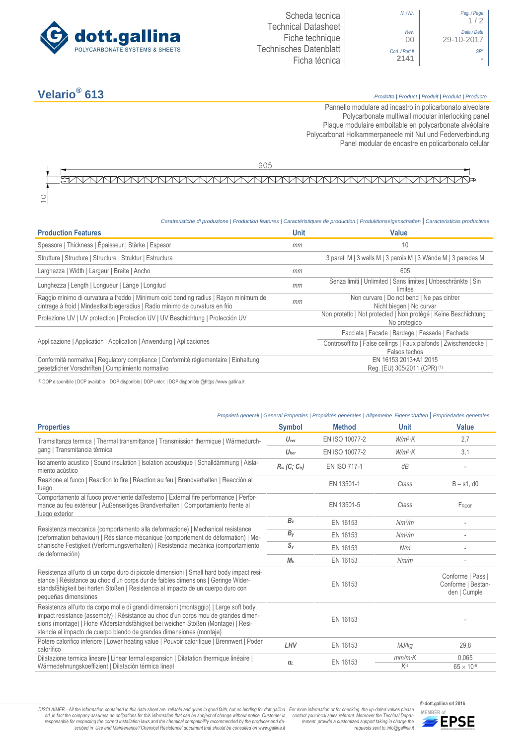Scheda tecnica
Technical Datasheet
Fiche technique
Technisches Datenblatt
Ficha técnica

| N. / Nr. | Pag. / Page |
|---|---|
| Rev. 00 | Data / Date 29-10-2017 |
| Cod. / Part # 2141 | SP* - |

# Velario® 613

*Prodotto | Product | Produit | Produkt | Producto*

Pannello modulare ad incastro in policarbonato alveolare
Polycarbonate multiwall modular interlocking panel
Plaque modulaire emboitable en polycarbonate alvéolaire
Polycarbonat Holkammerpaneele mit Nut und Federverbindung
Panel modular de encastre en policarbonato celular

605

10

*Caratteristiche di produzione | Production features | Caractéristiques de production | Produktionseigenschaften | Caracteristicas productivas*

| Production Features | Unit | Value |
|---|---|---|
| Spessore \| Thickness \| Épaisseur \| Stärke \| Espesor | mm | 10 |
| Struttura \| Structure \| Structure \| Struktur \| Estructura | | 3 pareti M \| 3 walls M \| 3 parois M \| 3 Wände M \| 3 paredes M |
| Larghezza \| Width \| Largeur \| Breite \| Ancho | mm | 605 |
| Lunghezza \| Length \| Longueur \| Länge \| Longitud | mm | Senza limiti \| Unlimited \| Sans limites \| Unbeschränkte \| Sin límites |
| Raggio minimo di curvatura a freddo \| Minimum cold bending radius \| Rayon minimum de cintrage à froid \| Mindestkaltbiegeradius \| Radio mínimo de curvatura en frio | mm | Non curvare \| Do not bend \| Ne pas cintrer Nicht biegen \| No curvar |
| Protezione UV \| UV protection \| Protection UV \| UV Beschichtung \| Protección UV | | Non protetto \| Not protected \| Non protégé \| Keine Beschichtung \| No protegido |
| Applicazione \| Application \| Application \| Anwendung \| Aplicaciones | | Facciata \| Facade \| Bardage \| Fassade \| Fachada |
| | | Controsoffitto \| False ceilings \| Faux plafonds \| Zwischendecke \| Falsos techos |
| Conformità normativa \| Regulatory compliance \| Conformité réglementaire \| Einhaltung gesetzlicher Vorschriften \| Cumplimiento normativo | | EN 16153:2013+A1:2015 Reg. (EU) 305/2011 (CPR) [1] |

[1] DOP disponibile | DOP available | DOP disponible | DOP unter: | DOP disponible @https://www.gallina.it

*Proprietà generali | General Properties | Propriétés generales | Allgemeine Eigenschaften | Propriedades generales*

| Properties | Symbol | Method | Unit | Value |
|---|---|---|---|---|
| Transmittanza termica \| Thermal transmittance \| Transmission thermique \| Wärmedurchgang \| Transmitancia térmica | $U_{ver}$ | EN ISO 10077-2 | $W/m^2{\cdot}K$ | 2,7 |
| | $U_{hor}$ | EN ISO 10077-2 | $W/m^2{\cdot}K$ | 3,1 |
| Isolamento acustico \| Sound insulation \| Isolation acoustique \| Schalldämmung \| Aislamiento acústico | $R_w$ $(C; C_{tr})$ | EN ISO 717-1 | dB | - |
| Reazione al fuoco \| Reaction to fire \| Réaction au feu \| Brandverhalten \| Reacción al fuego | | EN 13501-1 | Class | B – s1, d0 |
| Comportamento al fuoco proveniente dall'esterno \| External fire performance \| Performance au feu extérieur \| Außenseitiges Brandverhalten \| Comportamiento frente al fuego exterior | | EN 13501-5 | Class | $F_{ROOF}$ |
| Resistenza meccanica (comportamento alla deformazione) \| Mechanical resistance (deformation behaviour) \| Résistance mécanique (comportement de déformation) \| Mechanische Festigkeit (Verformungsverhalten) \| Resistencia mecánica (comportamiento de deformación) | $B_x$ | EN 16153 | $Nm^2/m$ | - |
| | $B_y$ | EN 16153 | $Nm^2/m$ | - |
| | $S_y$ | EN 16153 | N/m | - |
| | $M_b$ | EN 16153 | Nm/m | - |
| Resistenza all'urto di un corpo duro di piccole dimensioni \| Small hard body impact resistance \| Résistance au choc d'un corps dur de faibles dimensions \| Geringe Widerstandsfähigkeit bei harten Stößen \| Resistencia al impacto de un cuerpo duro con pequeñas dimensiones | | EN 16153 | | Conforme \| Pass \| Conforme \| Bestanden \| Cumple |
| Resistenza all'urto da corpo molle di grandi dimensioni (montaggio) \| Large soft body impact resistance (assembly) \| Résistance au choc d'un corps mou de grandes dimensions (montage) \| Hohe Widerstandsfähigkeit bei weichen Stößen (Montage) \| Resistencia al impacto de cuerpo blando de grandes dimensiones (montaje) | | EN 16153 | | - |
| Potere calorifico inferiore \| Lower heating value \| Pouvoir calorifique \| Brennwert \| Poder calorífico | LHV | EN 16153 | MJ/kg | 29,8 |
| Dilatazione termica lineare \| Linear termal expansion \| Dilatation thermique linéaire \| Wärmedehnungskoeffizient \| Dilatación térmica lineal | $\alpha_L$ | EN 16153 | $mm/m{\cdot}K$ | 0,065 |
| | | | $K^{-1}$ | $65 \times 10^{-6}$ |

*DISCLAIMER - All the information contained in this data-sheet are reliable and given in good faith, but no binding for dott.gallina srl, in fact the company assumes no obligations for this information that can be subject of change without notice. Customer is responsable for respecting the correct installation laws and the chemical compatibility recommended by the producer and described in 'Use and Maintenance'/'Chemical Resistence' document that should be consulted on www.gallina.it*

*For more information or for checking the up-dated values please contact your local sales referent. Moreover the Techinal Department provide a customized support taking in charge the requests sent to info@gallina.it*

© dott.gallina srl 2016

MEMBER of EPSE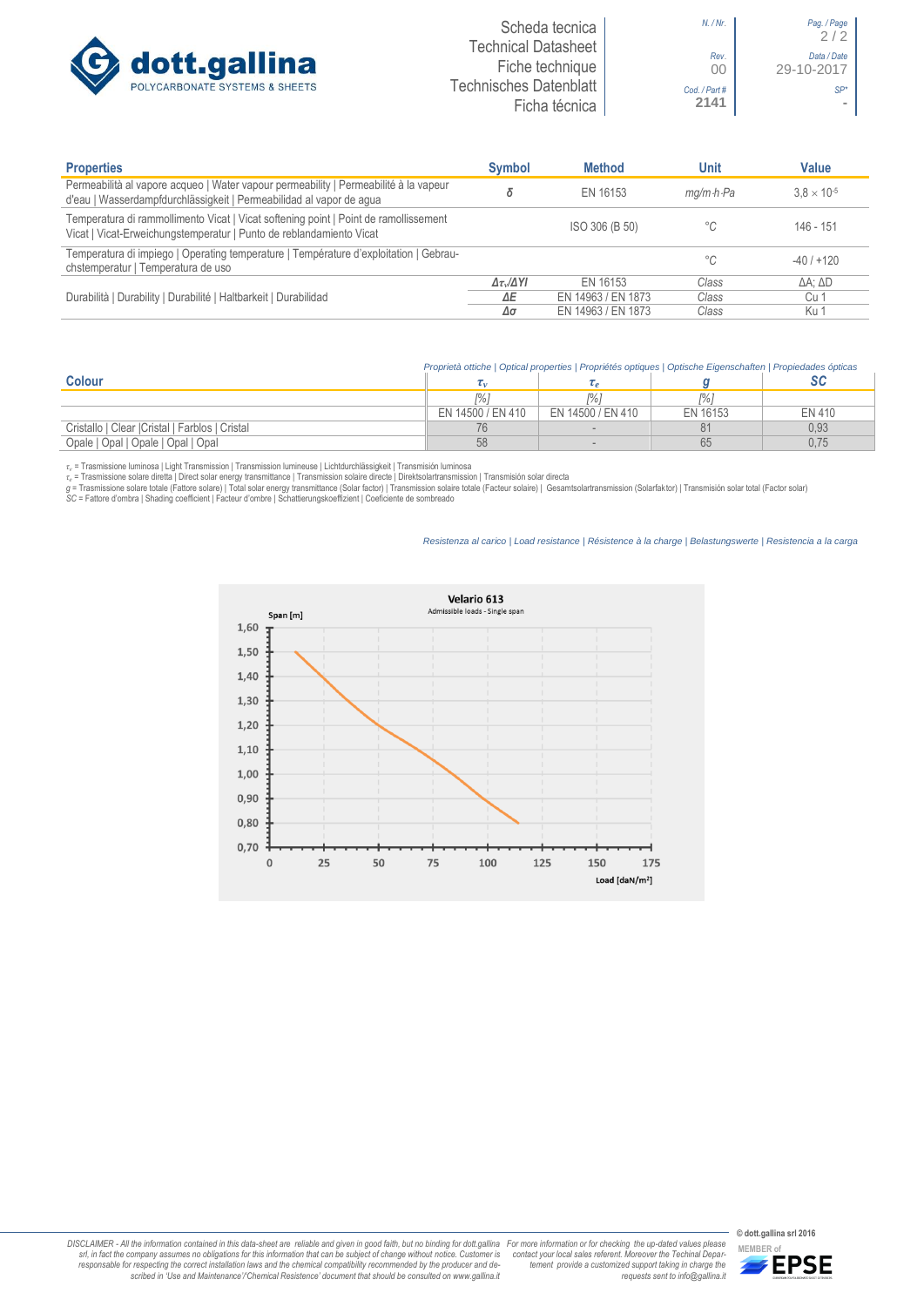| Properties | Symbol | Method | Unit | Value |
|---|---|---|---|---|
| Permeabilità al vapore acqueo \| Water vapour permeability \| Permeabilité à la vapeur d'eau \| Wasserdampfdurchlässigkeit \| Permeabilidad al vapor de agua | $\delta$ | EN 16153 | mg/m·h·Pa | $3{,}8 \times 10^{-5}$ |
| Temperatura di rammollimento Vicat \| Vicat softening point \| Point de ramollissement Vicat \| Vicat-Erweichungstemperatur \| Punto de reblandamiento Vicat | | ISO 306 (B 50) | °C | 146 - 151 |
| Temperatura di impiego \| Operating temperature \| Température d'exploitation \| Gebrauchstemperatur \| Temperatura de uso | | | °C | -40 / +120 |
| Durabilità \| Durability \| Durabilité \| Haltbarkeit \| Durabilidad | $\Delta\tau_v/\Delta YI$ | EN 16153 | Class | ΔA; ΔD |
| | $\Delta E$ | EN 14963 / EN 1873 | Class | Cu 1 |
| | $\Delta\sigma$ | EN 14963 / EN 1873 | Class | Ku 1 |

*Proprietà ottiche | Optical properties | Propriétés optiques | Optische Eigenschaften | Propiedades ópticas*

| Colour | $\tau_v$ | $\tau_e$ | $g$ | SC |
|---|---|---|---|---|
| | [%] | [%] | [%] | |
| | EN 14500 / EN 410 | EN 14500 / EN 410 | EN 16153 | EN 410 |
| Cristallo \| Clear \|Cristal \| Farblos \| Cristal | 76 | - | 81 | 0,93 |
| Opale \| Opal \| Opale \| Opal \| Opal | 58 | - | 65 | 0,75 |

$\tau_v$ = Trasmissione luminosa | Light Transmission | Transmission lumineuse | Lichtdurchlässigkeit | Transmisión luminosa
$\tau_e$ = Trasmissione solare diretta | Direct solar energy transmittance | Transmission solaire directe | Direktsolartransmission | Transmisión solar directa
$g$ = Trasmissione solare totale (Fattore solare) | Total solar energy transmittance (Solar factor) | Transmission solaire totale (Facteur solaire) | Gesamtsolartransmission (Solarfaktor) | Transmisión solar total (Factor solar)
SC = Fattore d'ombra | Shading coefficient | Facteur d'ombre | Schattierungskoeffizient | Coeficiente de sombreado

*Resistenza al carico | Load resistance | Résistence à la charge | Belastungswerte | Resistencia a la carga*

Velario 613
Admissible loads - Single span
Span [m]
1,60
1,50
1,40
1,30
1,20
1,10
1,00
0,90
0,80
0,70
0
25
50
75
100
125
150
175
Load [daN/m²]

*DISCLAIMER - All the information contained in this data-sheet are reliable and given in good faith, but no binding for dott.gallina srl, in fact the company assumes no obligations for this information that can be subject of change without notice. Customer is responsable for respecting the correct installation laws and the chemical compatibility recommended by the producer and described in 'Use and Maintenance'/'Chemical Resistence' document that should be consulted on www.gallina.it For more information or for checking the up-dated values please contact your local sales referent. Moreover the Techinal Department provide a customized support taking in charge the requests sent to info@gallina.it*

© dott.gallina srl 2016
MEMBER of EPSE